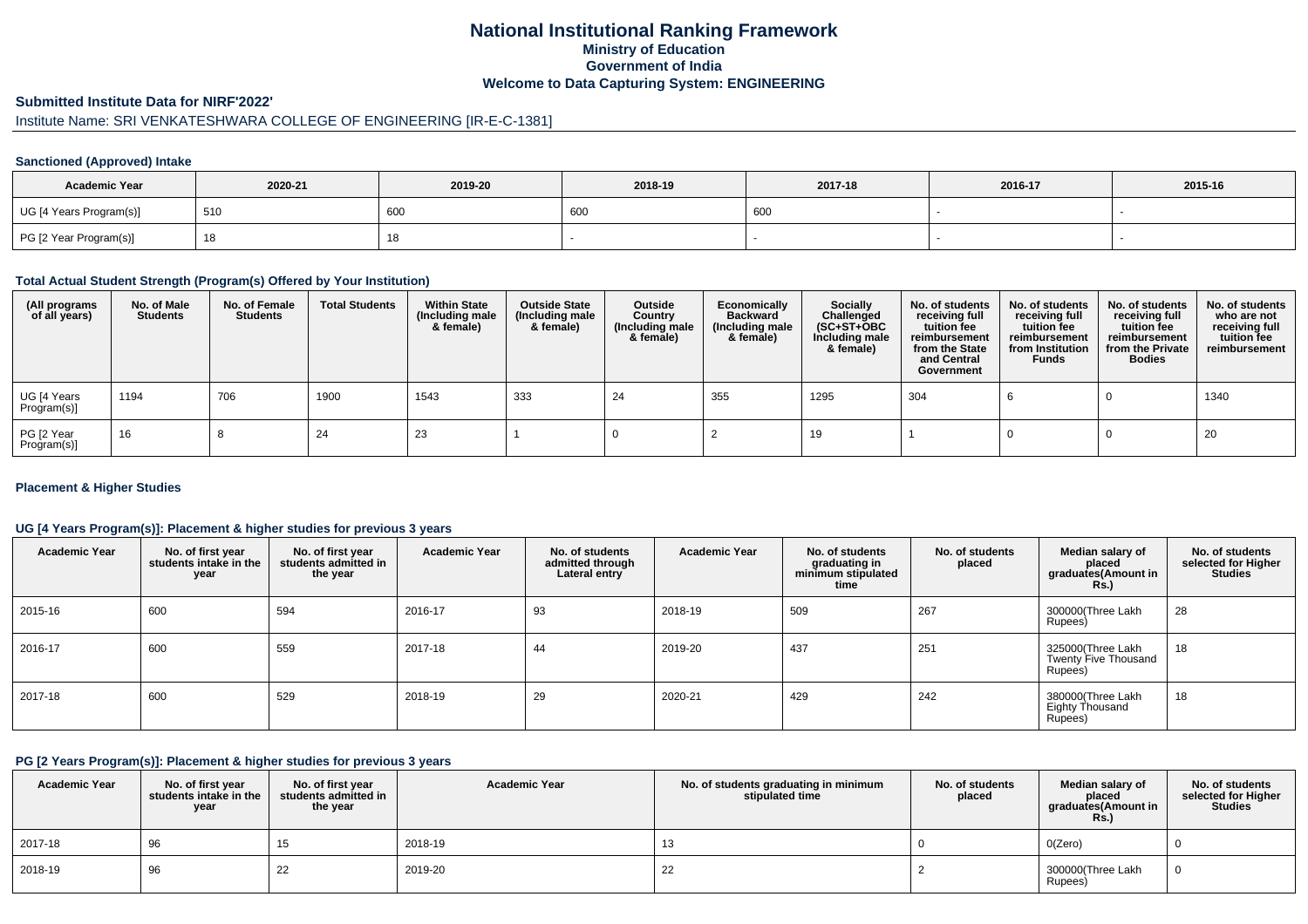# National Institutional Ranking Framework

## Ministry of Education

## Government of India

## Welcome to Data Capturing System: ENGINEERING

### Submitted Institute Data for NIRF'2022'

Institute Name: SRI VENKATESHWARA COLLEGE OF ENGINEERING [IR-E-C-1381]

#### Sanctioned (Approved) Intake

| Academic Year | 2020-21 | 2019-20 | 2018-19 | 2017-18 | 2016-17 | 2015-16 |
|---|---|---|---|---|---|---|
| UG [4 Years Program(s)] | 510 | 600 | 600 | 600 | - | - |
| PG [2 Year Program(s)] | 18 | 18 | - | - | - | - |

#### Total Actual Student Strength (Program(s) Offered by Your Institution)

| (All programs of all years) | No. of Male Students | No. of Female Students | Total Students | Within State (Including male & female) | Outside State (Including male & female) | Outside Country (Including male & female) | Economically Backward (Including male & female) | Socially Challenged (SC+ST+OBC Including male & female) | No. of students receiving full tuition fee reimbursement from the State and Central Government | No. of students receiving full tuition fee reimbursement from Institution Funds | No. of students receiving full tuition fee reimbursement from the Private Bodies | No. of students who are not receiving full tuition fee reimbursement |
|---|---|---|---|---|---|---|---|---|---|---|---|---|
| UG [4 Years Program(s)] | 1194 | 706 | 1900 | 1543 | 333 | 24 | 355 | 1295 | 304 | 6 | 0 | 1340 |
| PG [2 Year Program(s)] | 16 | 8 | 24 | 23 | 1 | 0 | 2 | 19 | 1 | 0 | 0 | 20 |

#### Placement & Higher Studies

#### UG [4 Years Program(s)]: Placement & higher studies for previous 3 years

| Academic Year | No. of first year students intake in the year | No. of first year students admitted in the year | Academic Year | No. of students admitted through Lateral entry | Academic Year | No. of students graduating in minimum stipulated time | No. of students placed | Median salary of placed graduates(Amount in Rs.) | No. of students selected for Higher Studies |
|---|---|---|---|---|---|---|---|---|---|
| 2015-16 | 600 | 594 | 2016-17 | 93 | 2018-19 | 509 | 267 | 300000(Three Lakh Rupees) | 28 |
| 2016-17 | 600 | 559 | 2017-18 | 44 | 2019-20 | 437 | 251 | 325000(Three Lakh Twenty Five Thousand Rupees) | 18 |
| 2017-18 | 600 | 529 | 2018-19 | 29 | 2020-21 | 429 | 242 | 380000(Three Lakh Eighty Thousand Rupees) | 18 |

#### PG [2 Years Program(s)]: Placement & higher studies for previous 3 years

| Academic Year | No. of first year students intake in the year | No. of first year students admitted in the year | Academic Year | No. of students graduating in minimum stipulated time | No. of students placed | Median salary of placed graduates(Amount in Rs.) | No. of students selected for Higher Studies |
|---|---|---|---|---|---|---|---|
| 2017-18 | 96 | 15 | 2018-19 | 13 | 0 | 0(Zero) | 0 |
| 2018-19 | 96 | 22 | 2019-20 | 22 | 2 | 300000(Three Lakh Rupees) | 0 |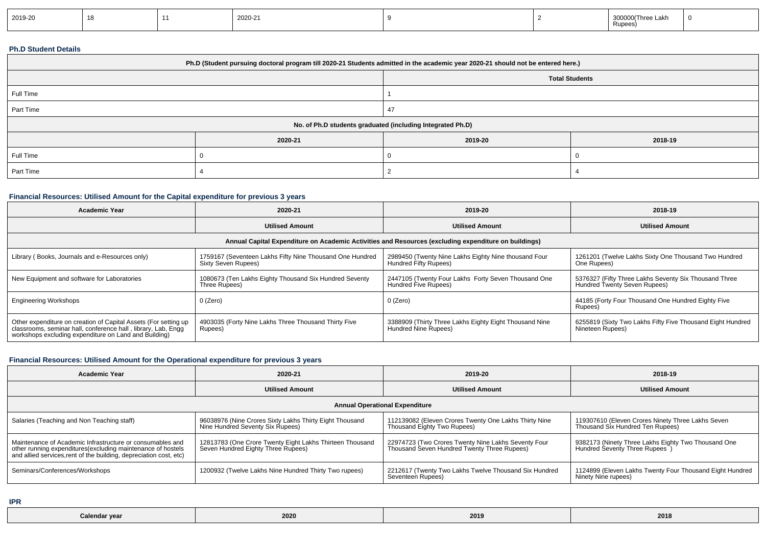| 2019-20 | 18 | 11 | 2020-21 | 9 | 2 | 300000(Three Lakh Rupees) | 0 |
|---|---|---|---|---|---|---|---|

### Ph.D Student Details

| Ph.D (Student pursuing doctoral program till 2020-21 Students admitted in the academic year 2020-21 should not be entered here.) | | |
|---|---|---|
| | Total Students | |
| Full Time | 1 | |
| Part Time | 47 | |
| No. of Ph.D students graduated (including Integrated Ph.D) | | |
| | 2020-21 | 2019-20 | 2018-19 |
| Full Time | 0 | 0 | 0 |
| Part Time | 4 | 2 | 4 |

### Financial Resources: Utilised Amount for the Capital expenditure for previous 3 years

| Academic Year | 2020-21 | 2019-20 | 2018-19 |
|---|---|---|---|
| | Utilised Amount | Utilised Amount | Utilised Amount |
| Annual Capital Expenditure on Academic Activities and Resources (excluding expenditure on buildings) | | | |
| Library ( Books, Journals and e-Resources only) | 1759167 (Seventeen Lakhs Fifty Nine Thousand One Hundred Sixty Seven Rupees) | 2989450 (Twenty Nine Lakhs Eighty Nine thousand Four Hundred Fifty Rupees) | 1261201 (Twelve Lakhs Sixty One Thousand Two Hundred One Rupees) |
| New Equipment and software for Laboratories | 1080673 (Ten Lakhs Eighty Thousand Six Hundred Seventy Three Rupees) | 2447105 (Twenty Four Lakhs Forty Seven Thousand One Hundred Five Rupees) | 5376327 (Fifty Three Lakhs Seventy Six Thousand Three Hundred Twenty Seven Rupees) |
| Engineering Workshops | 0 (Zero) | 0 (Zero) | 44185 (Forty Four Thousand One Hundred Eighty Five Rupees) |
| Other expenditure on creation of Capital Assets (For setting up classrooms, seminar hall, conference hall , library, Lab, Engg workshops excluding expenditure on Land and Building) | 4903035 (Forty Nine Lakhs Three Thousand Thirty Five Rupees) | 3388909 (Thirty Three Lakhs Eighty Eight Thousand Nine Hundred Nine Rupees) | 6255819 (Sixty Two Lakhs Fifty Five Thousand Eight Hundred Nineteen Rupees) |

### Financial Resources: Utilised Amount for the Operational expenditure for previous 3 years

| Academic Year | 2020-21 | 2019-20 | 2018-19 |
|---|---|---|---|
| | Utilised Amount | Utilised Amount | Utilised Amount |
| Annual Operational Expenditure | | | |
| Salaries (Teaching and Non Teaching staff) | 96038976 (Nine Crores Sixty Lakhs Thirty Eight Thousand Nine Hundred Seventy Six Rupees) | 112139082 (Eleven Crores Twenty One Lakhs Thirty Nine Thousand Eighty Two Rupees) | 119307610 (Eleven Crores Ninety Three Lakhs Seven Thousand Six Hundred Ten Rupees) |
| Maintenance of Academic Infrastructure or consumables and other running expenditures(excluding maintenance of hostels and allied services,rent of the building, depreciation cost, etc) | 12813783 (One Crore Twenty Eight Lakhs Thirteen Thousand Seven Hundred Eighty Three Rupees) | 22974723 (Two Crores Twenty Nine Lakhs Seventy Four Thousand Seven Hundred Twenty Three Rupees) | 9382173 (Ninety Three Lakhs Eighty Two Thousand One Hundred Seventy Three Rupees ) |
| Seminars/Conferences/Workshops | 1200932 (Twelve Lakhs Nine Hundred Thirty Two rupees) | 2212617 (Twenty Two Lakhs Twelve Thousand Six Hundred Seventeen Rupees) | 1124899 (Eleven Lakhs Twenty Four Thousand Eight Hundred Ninety Nine rupees) |

### IPR

| Calendar year | 2020 | 2019 | 2018 |
|---|---|---|---|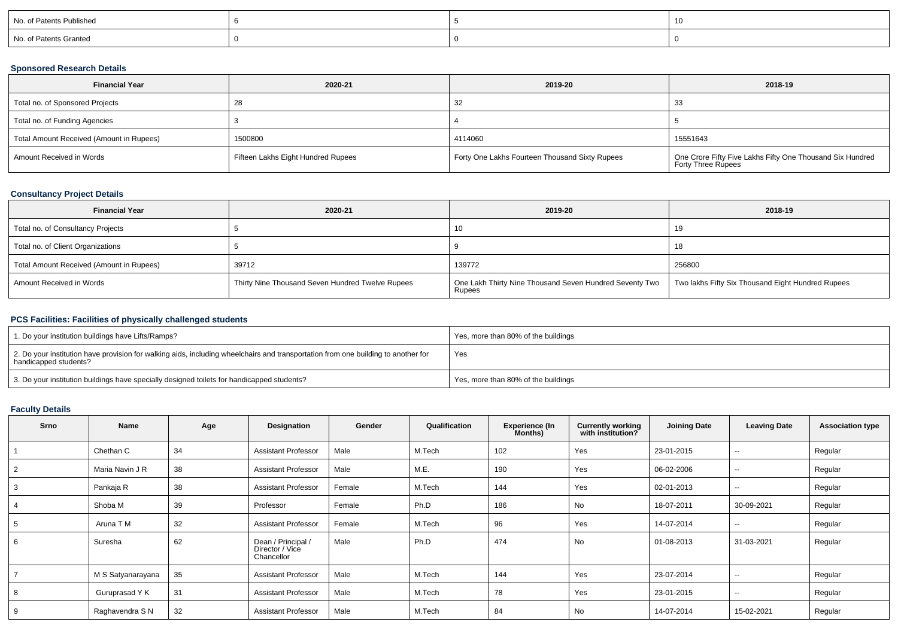| No. of Patents Published | 6 | 5 | 10 |
|---|---|---|---|
| No. of Patents Granted | 0 | 0 | 0 |

### Sponsored Research Details

| Financial Year | 2020-21 | 2019-20 | 2018-19 |
|---|---|---|---|
| Total no. of Sponsored Projects | 28 | 32 | 33 |
| Total no. of Funding Agencies | 3 | 4 | 5 |
| Total Amount Received (Amount in Rupees) | 1500800 | 4114060 | 15551643 |
| Amount Received in Words | Fifteen Lakhs Eight Hundred Rupees | Forty One Lakhs Fourteen Thousand Sixty Rupees | One Crore Fifty Five Lakhs Fifty One Thousand Six Hundred Forty Three Rupees |

### Consultancy Project Details

| Financial Year | 2020-21 | 2019-20 | 2018-19 |
|---|---|---|---|
| Total no. of Consultancy Projects | 5 | 10 | 19 |
| Total no. of Client Organizations | 5 | 9 | 18 |
| Total Amount Received (Amount in Rupees) | 39712 | 139772 | 256800 |
| Amount Received in Words | Thirty Nine Thousand Seven Hundred Twelve Rupees | One Lakh Thirty Nine Thousand Seven Hundred Seventy Two Rupees | Two lakhs Fifty Six Thousand Eight Hundred Rupees |

### PCS Facilities: Facilities of physically challenged students

| | |
|---|---|
| 1. Do your institution buildings have Lifts/Ramps? | Yes, more than 80% of the buildings |
| 2. Do your institution have provision for walking aids, including wheelchairs and transportation from one building to another for handicapped students? | Yes |
| 3. Do your institution buildings have specially designed toilets for handicapped students? | Yes, more than 80% of the buildings |

### Faculty Details

| Srno | Name | Age | Designation | Gender | Qualification | Experience (In Months) | Currently working with institution? | Joining Date | Leaving Date | Association type |
|---|---|---|---|---|---|---|---|---|---|---|
| 1 | Chethan C | 34 | Assistant Professor | Male | M.Tech | 102 | Yes | 23-01-2015 | -- | Regular |
| 2 | Maria Navin J R | 38 | Assistant Professor | Male | M.E. | 190 | Yes | 06-02-2006 | -- | Regular |
| 3 | Pankaja R | 38 | Assistant Professor | Female | M.Tech | 144 | Yes | 02-01-2013 | -- | Regular |
| 4 | Shoba M | 39 | Professor | Female | Ph.D | 186 | No | 18-07-2011 | 30-09-2021 | Regular |
| 5 | Aruna T M | 32 | Assistant Professor | Female | M.Tech | 96 | Yes | 14-07-2014 | -- | Regular |
| 6 | Suresha | 62 | Dean / Principal / Director / Vice Chancellor | Male | Ph.D | 474 | No | 01-08-2013 | 31-03-2021 | Regular |
| 7 | M S Satyanarayana | 35 | Assistant Professor | Male | M.Tech | 144 | Yes | 23-07-2014 | -- | Regular |
| 8 | Guruprasad Y K | 31 | Assistant Professor | Male | M.Tech | 78 | Yes | 23-01-2015 | -- | Regular |
| 9 | Raghavendra S N | 32 | Assistant Professor | Male | M.Tech | 84 | No | 14-07-2014 | 15-02-2021 | Regular |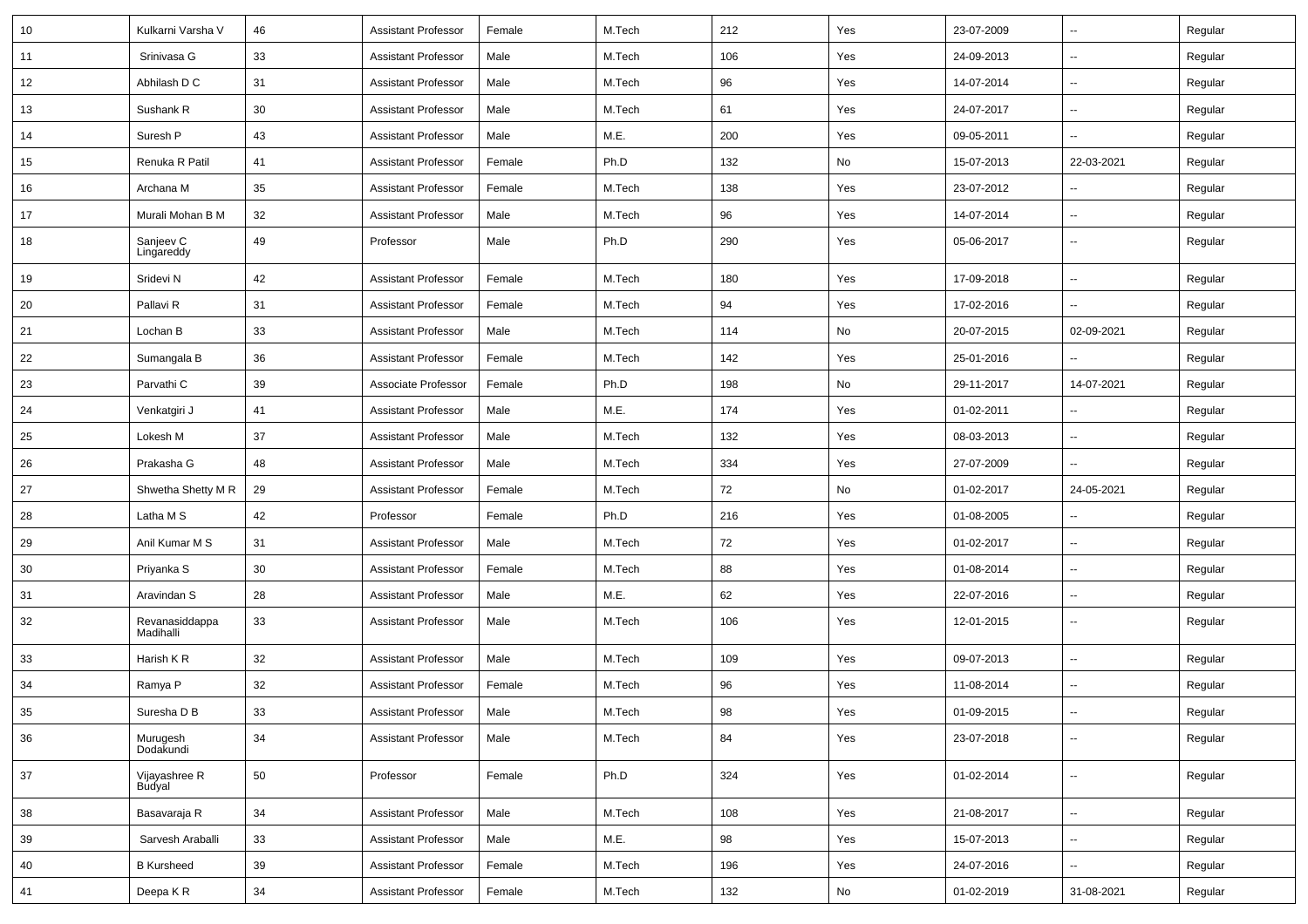| 10 | Kulkarni Varsha V | 46 | Assistant Professor | Female | M.Tech | 212 | Yes | 23-07-2009 | -- | Regular |
|---|---|---|---|---|---|---|---|---|---|---|
| 11 | Srinivasa G | 33 | Assistant Professor | Male | M.Tech | 106 | Yes | 24-09-2013 | -- | Regular |
| 12 | Abhilash D C | 31 | Assistant Professor | Male | M.Tech | 96 | Yes | 14-07-2014 | -- | Regular |
| 13 | Sushank R | 30 | Assistant Professor | Male | M.Tech | 61 | Yes | 24-07-2017 | -- | Regular |
| 14 | Suresh P | 43 | Assistant Professor | Male | M.E. | 200 | Yes | 09-05-2011 | -- | Regular |
| 15 | Renuka R Patil | 41 | Assistant Professor | Female | Ph.D | 132 | No | 15-07-2013 | 22-03-2021 | Regular |
| 16 | Archana M | 35 | Assistant Professor | Female | M.Tech | 138 | Yes | 23-07-2012 | -- | Regular |
| 17 | Murali Mohan B M | 32 | Assistant Professor | Male | M.Tech | 96 | Yes | 14-07-2014 | -- | Regular |
| 18 | Sanjeev C Lingareddy | 49 | Professor | Male | Ph.D | 290 | Yes | 05-06-2017 | -- | Regular |
| 19 | Sridevi N | 42 | Assistant Professor | Female | M.Tech | 180 | Yes | 17-09-2018 | -- | Regular |
| 20 | Pallavi R | 31 | Assistant Professor | Female | M.Tech | 94 | Yes | 17-02-2016 | -- | Regular |
| 21 | Lochan B | 33 | Assistant Professor | Male | M.Tech | 114 | No | 20-07-2015 | 02-09-2021 | Regular |
| 22 | Sumangala B | 36 | Assistant Professor | Female | M.Tech | 142 | Yes | 25-01-2016 | -- | Regular |
| 23 | Parvathi C | 39 | Associate Professor | Female | Ph.D | 198 | No | 29-11-2017 | 14-07-2021 | Regular |
| 24 | Venkatgiri J | 41 | Assistant Professor | Male | M.E. | 174 | Yes | 01-02-2011 | -- | Regular |
| 25 | Lokesh M | 37 | Assistant Professor | Male | M.Tech | 132 | Yes | 08-03-2013 | -- | Regular |
| 26 | Prakasha G | 48 | Assistant Professor | Male | M.Tech | 334 | Yes | 27-07-2009 | -- | Regular |
| 27 | Shwetha Shetty M R | 29 | Assistant Professor | Female | M.Tech | 72 | No | 01-02-2017 | 24-05-2021 | Regular |
| 28 | Latha M S | 42 | Professor | Female | Ph.D | 216 | Yes | 01-08-2005 | -- | Regular |
| 29 | Anil Kumar M S | 31 | Assistant Professor | Male | M.Tech | 72 | Yes | 01-02-2017 | -- | Regular |
| 30 | Priyanka S | 30 | Assistant Professor | Female | M.Tech | 88 | Yes | 01-08-2014 | -- | Regular |
| 31 | Aravindan S | 28 | Assistant Professor | Male | M.E. | 62 | Yes | 22-07-2016 | -- | Regular |
| 32 | Revanasiddappa Madihalli | 33 | Assistant Professor | Male | M.Tech | 106 | Yes | 12-01-2015 | -- | Regular |
| 33 | Harish K R | 32 | Assistant Professor | Male | M.Tech | 109 | Yes | 09-07-2013 | -- | Regular |
| 34 | Ramya P | 32 | Assistant Professor | Female | M.Tech | 96 | Yes | 11-08-2014 | -- | Regular |
| 35 | Suresha D B | 33 | Assistant Professor | Male | M.Tech | 98 | Yes | 01-09-2015 | -- | Regular |
| 36 | Murugesh Dodakundi | 34 | Assistant Professor | Male | M.Tech | 84 | Yes | 23-07-2018 | -- | Regular |
| 37 | Vijayashree R Budyal | 50 | Professor | Female | Ph.D | 324 | Yes | 01-02-2014 | -- | Regular |
| 38 | Basavaraja R | 34 | Assistant Professor | Male | M.Tech | 108 | Yes | 21-08-2017 | -- | Regular |
| 39 | Sarvesh Araballi | 33 | Assistant Professor | Male | M.E. | 98 | Yes | 15-07-2013 | -- | Regular |
| 40 | B Kursheed | 39 | Assistant Professor | Female | M.Tech | 196 | Yes | 24-07-2016 | -- | Regular |
| 41 | Deepa K R | 34 | Assistant Professor | Female | M.Tech | 132 | No | 01-02-2019 | 31-08-2021 | Regular |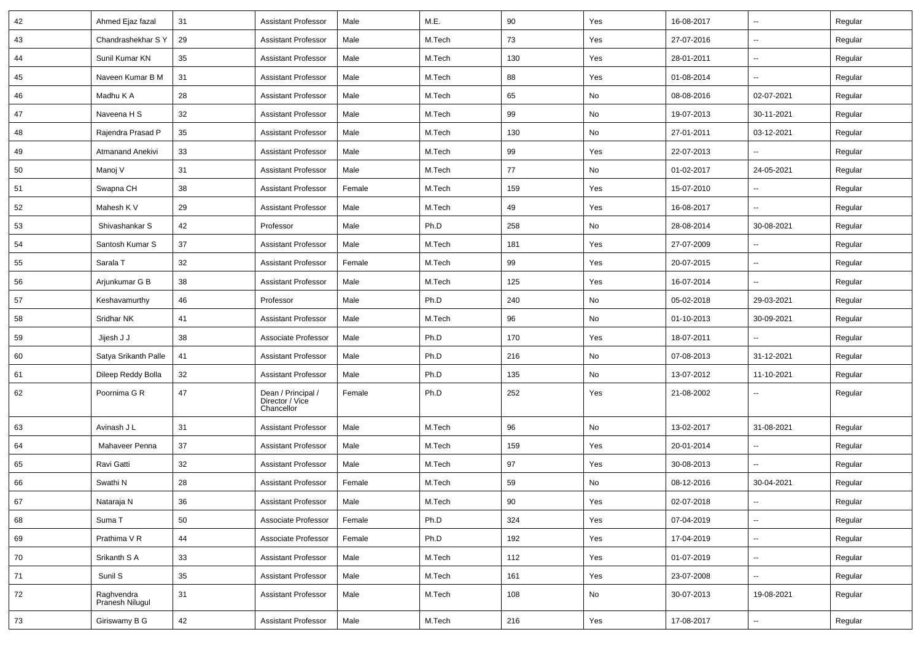| 42 | Ahmed Ejaz fazal | 31 | Assistant Professor | Male | M.E. | 90 | Yes | 16-08-2017 | -- | Regular |
|---|---|---|---|---|---|---|---|---|---|---|
| 43 | Chandrashekhar S Y | 29 | Assistant Professor | Male | M.Tech | 73 | Yes | 27-07-2016 | -- | Regular |
| 44 | Sunil Kumar KN | 35 | Assistant Professor | Male | M.Tech | 130 | Yes | 28-01-2011 | -- | Regular |
| 45 | Naveen Kumar B M | 31 | Assistant Professor | Male | M.Tech | 88 | Yes | 01-08-2014 | -- | Regular |
| 46 | Madhu K A | 28 | Assistant Professor | Male | M.Tech | 65 | No | 08-08-2016 | 02-07-2021 | Regular |
| 47 | Naveena H S | 32 | Assistant Professor | Male | M.Tech | 99 | No | 19-07-2013 | 30-11-2021 | Regular |
| 48 | Rajendra Prasad P | 35 | Assistant Professor | Male | M.Tech | 130 | No | 27-01-2011 | 03-12-2021 | Regular |
| 49 | Atmanand Anekivi | 33 | Assistant Professor | Male | M.Tech | 99 | Yes | 22-07-2013 | -- | Regular |
| 50 | Manoj V | 31 | Assistant Professor | Male | M.Tech | 77 | No | 01-02-2017 | 24-05-2021 | Regular |
| 51 | Swapna CH | 38 | Assistant Professor | Female | M.Tech | 159 | Yes | 15-07-2010 | -- | Regular |
| 52 | Mahesh K V | 29 | Assistant Professor | Male | M.Tech | 49 | Yes | 16-08-2017 | -- | Regular |
| 53 | Shivashankar S | 42 | Professor | Male | Ph.D | 258 | No | 28-08-2014 | 30-08-2021 | Regular |
| 54 | Santosh Kumar S | 37 | Assistant Professor | Male | M.Tech | 181 | Yes | 27-07-2009 | -- | Regular |
| 55 | Sarala T | 32 | Assistant Professor | Female | M.Tech | 99 | Yes | 20-07-2015 | -- | Regular |
| 56 | Arjunkumar G B | 38 | Assistant Professor | Male | M.Tech | 125 | Yes | 16-07-2014 | -- | Regular |
| 57 | Keshavamurthy | 46 | Professor | Male | Ph.D | 240 | No | 05-02-2018 | 29-03-2021 | Regular |
| 58 | Sridhar NK | 41 | Assistant Professor | Male | M.Tech | 96 | No | 01-10-2013 | 30-09-2021 | Regular |
| 59 | Jijesh J J | 38 | Associate Professor | Male | Ph.D | 170 | Yes | 18-07-2011 | -- | Regular |
| 60 | Satya Srikanth Palle | 41 | Assistant Professor | Male | Ph.D | 216 | No | 07-08-2013 | 31-12-2021 | Regular |
| 61 | Dileep Reddy Bolla | 32 | Assistant Professor | Male | Ph.D | 135 | No | 13-07-2012 | 11-10-2021 | Regular |
| 62 | Poornima G R | 47 | Dean / Principal / Director / Vice Chancellor | Female | Ph.D | 252 | Yes | 21-08-2002 | -- | Regular |
| 63 | Avinash J L | 31 | Assistant Professor | Male | M.Tech | 96 | No | 13-02-2017 | 31-08-2021 | Regular |
| 64 | Mahaveer Penna | 37 | Assistant Professor | Male | M.Tech | 159 | Yes | 20-01-2014 | -- | Regular |
| 65 | Ravi Gatti | 32 | Assistant Professor | Male | M.Tech | 97 | Yes | 30-08-2013 | -- | Regular |
| 66 | Swathi N | 28 | Assistant Professor | Female | M.Tech | 59 | No | 08-12-2016 | 30-04-2021 | Regular |
| 67 | Nataraja N | 36 | Assistant Professor | Male | M.Tech | 90 | Yes | 02-07-2018 | -- | Regular |
| 68 | Suma T | 50 | Associate Professor | Female | Ph.D | 324 | Yes | 07-04-2019 | -- | Regular |
| 69 | Prathima V R | 44 | Associate Professor | Female | Ph.D | 192 | Yes | 17-04-2019 | -- | Regular |
| 70 | Srikanth S A | 33 | Assistant Professor | Male | M.Tech | 112 | Yes | 01-07-2019 | -- | Regular |
| 71 | Sunil S | 35 | Assistant Professor | Male | M.Tech | 161 | Yes | 23-07-2008 | -- | Regular |
| 72 | Raghvendra Pranesh Nilugul | 31 | Assistant Professor | Male | M.Tech | 108 | No | 30-07-2013 | 19-08-2021 | Regular |
| 73 | Giriswamy B G | 42 | Assistant Professor | Male | M.Tech | 216 | Yes | 17-08-2017 | -- | Regular |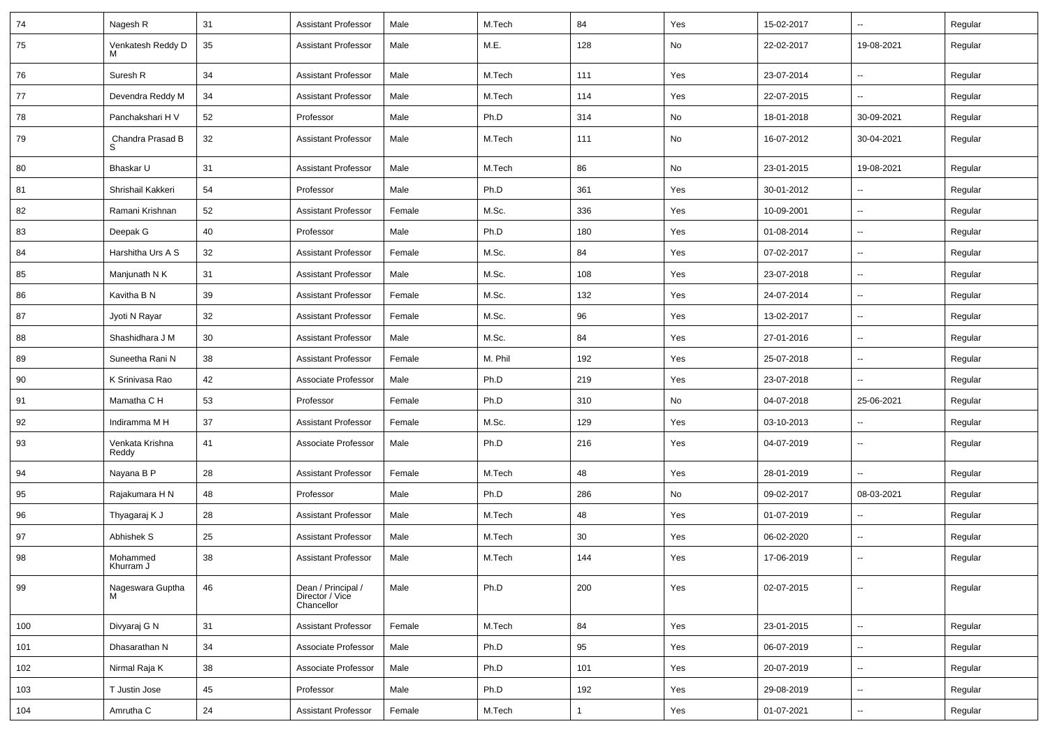| 74 | Nagesh R | 31 | Assistant Professor | Male | M.Tech | 84 | Yes | 15-02-2017 | -- | Regular |
|---|---|---|---|---|---|---|---|---|---|---|
| 75 | Venkatesh Reddy D M | 35 | Assistant Professor | Male | M.E. | 128 | No | 22-02-2017 | 19-08-2021 | Regular |
| 76 | Suresh R | 34 | Assistant Professor | Male | M.Tech | 111 | Yes | 23-07-2014 | -- | Regular |
| 77 | Devendra Reddy M | 34 | Assistant Professor | Male | M.Tech | 114 | Yes | 22-07-2015 | -- | Regular |
| 78 | Panchakshari H V | 52 | Professor | Male | Ph.D | 314 | No | 18-01-2018 | 30-09-2021 | Regular |
| 79 | Chandra Prasad B S | 32 | Assistant Professor | Male | M.Tech | 111 | No | 16-07-2012 | 30-04-2021 | Regular |
| 80 | Bhaskar U | 31 | Assistant Professor | Male | M.Tech | 86 | No | 23-01-2015 | 19-08-2021 | Regular |
| 81 | Shrishail Kakkeri | 54 | Professor | Male | Ph.D | 361 | Yes | 30-01-2012 | -- | Regular |
| 82 | Ramani Krishnan | 52 | Assistant Professor | Female | M.Sc. | 336 | Yes | 10-09-2001 | -- | Regular |
| 83 | Deepak G | 40 | Professor | Male | Ph.D | 180 | Yes | 01-08-2014 | -- | Regular |
| 84 | Harshitha Urs A S | 32 | Assistant Professor | Female | M.Sc. | 84 | Yes | 07-02-2017 | -- | Regular |
| 85 | Manjunath N K | 31 | Assistant Professor | Male | M.Sc. | 108 | Yes | 23-07-2018 | -- | Regular |
| 86 | Kavitha B N | 39 | Assistant Professor | Female | M.Sc. | 132 | Yes | 24-07-2014 | -- | Regular |
| 87 | Jyoti N Rayar | 32 | Assistant Professor | Female | M.Sc. | 96 | Yes | 13-02-2017 | -- | Regular |
| 88 | Shashidhara J M | 30 | Assistant Professor | Male | M.Sc. | 84 | Yes | 27-01-2016 | -- | Regular |
| 89 | Suneetha Rani N | 38 | Assistant Professor | Female | M. Phil | 192 | Yes | 25-07-2018 | -- | Regular |
| 90 | K Srinivasa Rao | 42 | Associate Professor | Male | Ph.D | 219 | Yes | 23-07-2018 | -- | Regular |
| 91 | Mamatha C H | 53 | Professor | Female | Ph.D | 310 | No | 04-07-2018 | 25-06-2021 | Regular |
| 92 | Indiramma M H | 37 | Assistant Professor | Female | M.Sc. | 129 | Yes | 03-10-2013 | -- | Regular |
| 93 | Venkata Krishna Reddy | 41 | Associate Professor | Male | Ph.D | 216 | Yes | 04-07-2019 | -- | Regular |
| 94 | Nayana B P | 28 | Assistant Professor | Female | M.Tech | 48 | Yes | 28-01-2019 | -- | Regular |
| 95 | Rajakumara H N | 48 | Professor | Male | Ph.D | 286 | No | 09-02-2017 | 08-03-2021 | Regular |
| 96 | Thyagaraj K J | 28 | Assistant Professor | Male | M.Tech | 48 | Yes | 01-07-2019 | -- | Regular |
| 97 | Abhishek S | 25 | Assistant Professor | Male | M.Tech | 30 | Yes | 06-02-2020 | -- | Regular |
| 98 | Mohammed Khurram J | 38 | Assistant Professor | Male | M.Tech | 144 | Yes | 17-06-2019 | -- | Regular |
| 99 | Nageswara Guptha M | 46 | Dean / Principal / Director / Vice Chancellor | Male | Ph.D | 200 | Yes | 02-07-2015 | -- | Regular |
| 100 | Divyaraj G N | 31 | Assistant Professor | Female | M.Tech | 84 | Yes | 23-01-2015 | -- | Regular |
| 101 | Dhasarathan N | 34 | Associate Professor | Male | Ph.D | 95 | Yes | 06-07-2019 | -- | Regular |
| 102 | Nirmal Raja K | 38 | Associate Professor | Male | Ph.D | 101 | Yes | 20-07-2019 | -- | Regular |
| 103 | T Justin Jose | 45 | Professor | Male | Ph.D | 192 | Yes | 29-08-2019 | -- | Regular |
| 104 | Amrutha C | 24 | Assistant Professor | Female | M.Tech | 1 | Yes | 01-07-2021 | -- | Regular |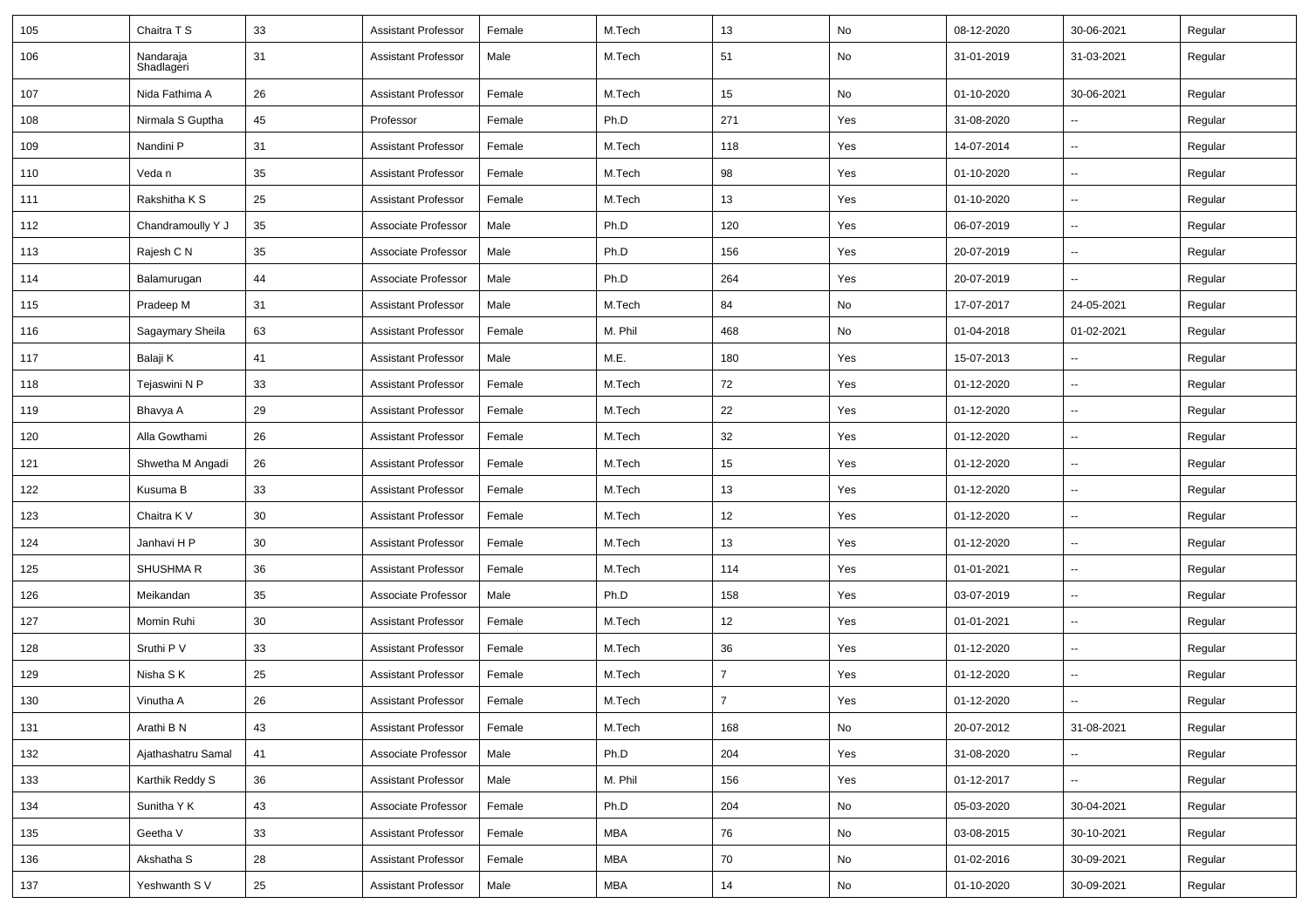| 105 | Chaitra T S | 33 | Assistant Professor | Female | M.Tech | 13 | No | 08-12-2020 | 30-06-2021 | Regular |
|---|---|---|---|---|---|---|---|---|---|---|
| 106 | Nandaraja Shadlageri | 31 | Assistant Professor | Male | M.Tech | 51 | No | 31-01-2019 | 31-03-2021 | Regular |
| 107 | Nida Fathima A | 26 | Assistant Professor | Female | M.Tech | 15 | No | 01-10-2020 | 30-06-2021 | Regular |
| 108 | Nirmala S Guptha | 45 | Professor | Female | Ph.D | 271 | Yes | 31-08-2020 | -- | Regular |
| 109 | Nandini P | 31 | Assistant Professor | Female | M.Tech | 118 | Yes | 14-07-2014 | -- | Regular |
| 110 | Veda n | 35 | Assistant Professor | Female | M.Tech | 98 | Yes | 01-10-2020 | -- | Regular |
| 111 | Rakshitha K S | 25 | Assistant Professor | Female | M.Tech | 13 | Yes | 01-10-2020 | -- | Regular |
| 112 | Chandramoully Y J | 35 | Associate Professor | Male | Ph.D | 120 | Yes | 06-07-2019 | -- | Regular |
| 113 | Rajesh C N | 35 | Associate Professor | Male | Ph.D | 156 | Yes | 20-07-2019 | -- | Regular |
| 114 | Balamurugan | 44 | Associate Professor | Male | Ph.D | 264 | Yes | 20-07-2019 | -- | Regular |
| 115 | Pradeep M | 31 | Assistant Professor | Male | M.Tech | 84 | No | 17-07-2017 | 24-05-2021 | Regular |
| 116 | Sagaymary Sheila | 63 | Assistant Professor | Female | M. Phil | 468 | No | 01-04-2018 | 01-02-2021 | Regular |
| 117 | Balaji K | 41 | Assistant Professor | Male | M.E. | 180 | Yes | 15-07-2013 | -- | Regular |
| 118 | Tejaswini N P | 33 | Assistant Professor | Female | M.Tech | 72 | Yes | 01-12-2020 | -- | Regular |
| 119 | Bhavya A | 29 | Assistant Professor | Female | M.Tech | 22 | Yes | 01-12-2020 | -- | Regular |
| 120 | Alla Gowthami | 26 | Assistant Professor | Female | M.Tech | 32 | Yes | 01-12-2020 | -- | Regular |
| 121 | Shwetha M Angadi | 26 | Assistant Professor | Female | M.Tech | 15 | Yes | 01-12-2020 | -- | Regular |
| 122 | Kusuma B | 33 | Assistant Professor | Female | M.Tech | 13 | Yes | 01-12-2020 | -- | Regular |
| 123 | Chaitra K V | 30 | Assistant Professor | Female | M.Tech | 12 | Yes | 01-12-2020 | -- | Regular |
| 124 | Janhavi H P | 30 | Assistant Professor | Female | M.Tech | 13 | Yes | 01-12-2020 | -- | Regular |
| 125 | SHUSHMA R | 36 | Assistant Professor | Female | M.Tech | 114 | Yes | 01-01-2021 | -- | Regular |
| 126 | Meikandan | 35 | Associate Professor | Male | Ph.D | 158 | Yes | 03-07-2019 | -- | Regular |
| 127 | Momin Ruhi | 30 | Assistant Professor | Female | M.Tech | 12 | Yes | 01-01-2021 | -- | Regular |
| 128 | Sruthi P V | 33 | Assistant Professor | Female | M.Tech | 36 | Yes | 01-12-2020 | -- | Regular |
| 129 | Nisha S K | 25 | Assistant Professor | Female | M.Tech | 7 | Yes | 01-12-2020 | -- | Regular |
| 130 | Vinutha A | 26 | Assistant Professor | Female | M.Tech | 7 | Yes | 01-12-2020 | -- | Regular |
| 131 | Arathi B N | 43 | Assistant Professor | Female | M.Tech | 168 | No | 20-07-2012 | 31-08-2021 | Regular |
| 132 | Ajathashatru Samal | 41 | Associate Professor | Male | Ph.D | 204 | Yes | 31-08-2020 | -- | Regular |
| 133 | Karthik Reddy S | 36 | Assistant Professor | Male | M. Phil | 156 | Yes | 01-12-2017 | -- | Regular |
| 134 | Sunitha Y K | 43 | Associate Professor | Female | Ph.D | 204 | No | 05-03-2020 | 30-04-2021 | Regular |
| 135 | Geetha V | 33 | Assistant Professor | Female | MBA | 76 | No | 03-08-2015 | 30-10-2021 | Regular |
| 136 | Akshatha S | 28 | Assistant Professor | Female | MBA | 70 | No | 01-02-2016 | 30-09-2021 | Regular |
| 137 | Yeshwanth S V | 25 | Assistant Professor | Male | MBA | 14 | No | 01-10-2020 | 30-09-2021 | Regular |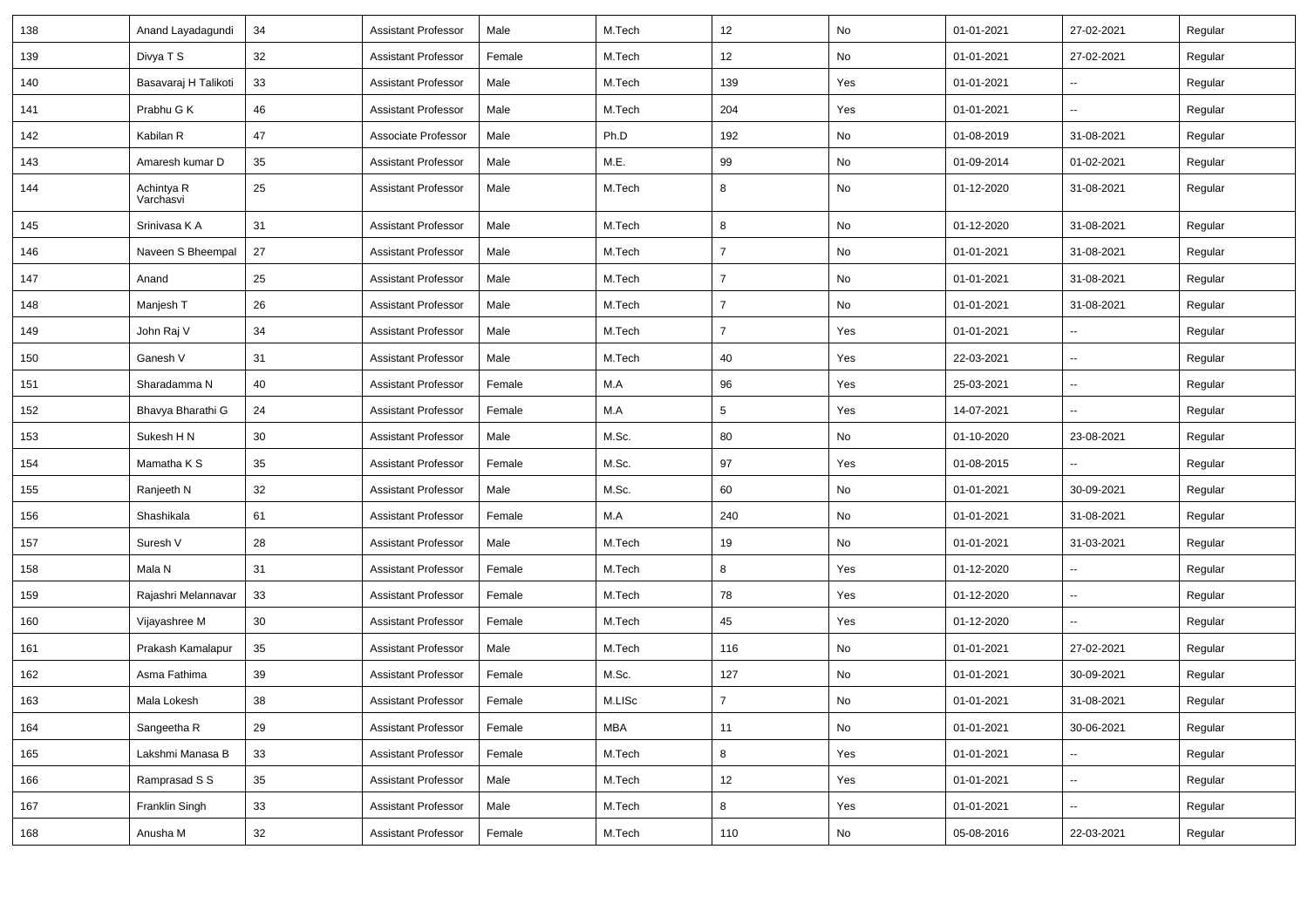| | | | | | | | | | | |
|---|---|---|---|---|---|---|---|---|---|---|
| 138 | Anand Layadagundi | 34 | Assistant Professor | Male | M.Tech | 12 | No | 01-01-2021 | 27-02-2021 | Regular |
| 139 | Divya T S | 32 | Assistant Professor | Female | M.Tech | 12 | No | 01-01-2021 | 27-02-2021 | Regular |
| 140 | Basavaraj H Talikoti | 33 | Assistant Professor | Male | M.Tech | 139 | Yes | 01-01-2021 | -- | Regular |
| 141 | Prabhu G K | 46 | Assistant Professor | Male | M.Tech | 204 | Yes | 01-01-2021 | -- | Regular |
| 142 | Kabilan R | 47 | Associate Professor | Male | Ph.D | 192 | No | 01-08-2019 | 31-08-2021 | Regular |
| 143 | Amaresh kumar D | 35 | Assistant Professor | Male | M.E. | 99 | No | 01-09-2014 | 01-02-2021 | Regular |
| 144 | Achintya R Varchasvi | 25 | Assistant Professor | Male | M.Tech | 8 | No | 01-12-2020 | 31-08-2021 | Regular |
| 145 | Srinivasa K A | 31 | Assistant Professor | Male | M.Tech | 8 | No | 01-12-2020 | 31-08-2021 | Regular |
| 146 | Naveen S Bheempal | 27 | Assistant Professor | Male | M.Tech | 7 | No | 01-01-2021 | 31-08-2021 | Regular |
| 147 | Anand | 25 | Assistant Professor | Male | M.Tech | 7 | No | 01-01-2021 | 31-08-2021 | Regular |
| 148 | Manjesh T | 26 | Assistant Professor | Male | M.Tech | 7 | No | 01-01-2021 | 31-08-2021 | Regular |
| 149 | John Raj V | 34 | Assistant Professor | Male | M.Tech | 7 | Yes | 01-01-2021 | -- | Regular |
| 150 | Ganesh V | 31 | Assistant Professor | Male | M.Tech | 40 | Yes | 22-03-2021 | -- | Regular |
| 151 | Sharadamma N | 40 | Assistant Professor | Female | M.A | 96 | Yes | 25-03-2021 | -- | Regular |
| 152 | Bhavya Bharathi G | 24 | Assistant Professor | Female | M.A | 5 | Yes | 14-07-2021 | -- | Regular |
| 153 | Sukesh H N | 30 | Assistant Professor | Male | M.Sc. | 80 | No | 01-10-2020 | 23-08-2021 | Regular |
| 154 | Mamatha K S | 35 | Assistant Professor | Female | M.Sc. | 97 | Yes | 01-08-2015 | -- | Regular |
| 155 | Ranjeeth N | 32 | Assistant Professor | Male | M.Sc. | 60 | No | 01-01-2021 | 30-09-2021 | Regular |
| 156 | Shashikala | 61 | Assistant Professor | Female | M.A | 240 | No | 01-01-2021 | 31-08-2021 | Regular |
| 157 | Suresh V | 28 | Assistant Professor | Male | M.Tech | 19 | No | 01-01-2021 | 31-03-2021 | Regular |
| 158 | Mala N | 31 | Assistant Professor | Female | M.Tech | 8 | Yes | 01-12-2020 | -- | Regular |
| 159 | Rajashri Melannavar | 33 | Assistant Professor | Female | M.Tech | 78 | Yes | 01-12-2020 | -- | Regular |
| 160 | Vijayashree M | 30 | Assistant Professor | Female | M.Tech | 45 | Yes | 01-12-2020 | -- | Regular |
| 161 | Prakash Kamalapur | 35 | Assistant Professor | Male | M.Tech | 116 | No | 01-01-2021 | 27-02-2021 | Regular |
| 162 | Asma Fathima | 39 | Assistant Professor | Female | M.Sc. | 127 | No | 01-01-2021 | 30-09-2021 | Regular |
| 163 | Mala Lokesh | 38 | Assistant Professor | Female | M.LISc | 7 | No | 01-01-2021 | 31-08-2021 | Regular |
| 164 | Sangeetha R | 29 | Assistant Professor | Female | MBA | 11 | No | 01-01-2021 | 30-06-2021 | Regular |
| 165 | Lakshmi Manasa B | 33 | Assistant Professor | Female | M.Tech | 8 | Yes | 01-01-2021 | -- | Regular |
| 166 | Ramprasad S S | 35 | Assistant Professor | Male | M.Tech | 12 | Yes | 01-01-2021 | -- | Regular |
| 167 | Franklin Singh | 33 | Assistant Professor | Male | M.Tech | 8 | Yes | 01-01-2021 | -- | Regular |
| 168 | Anusha M | 32 | Assistant Professor | Female | M.Tech | 110 | No | 05-08-2016 | 22-03-2021 | Regular |